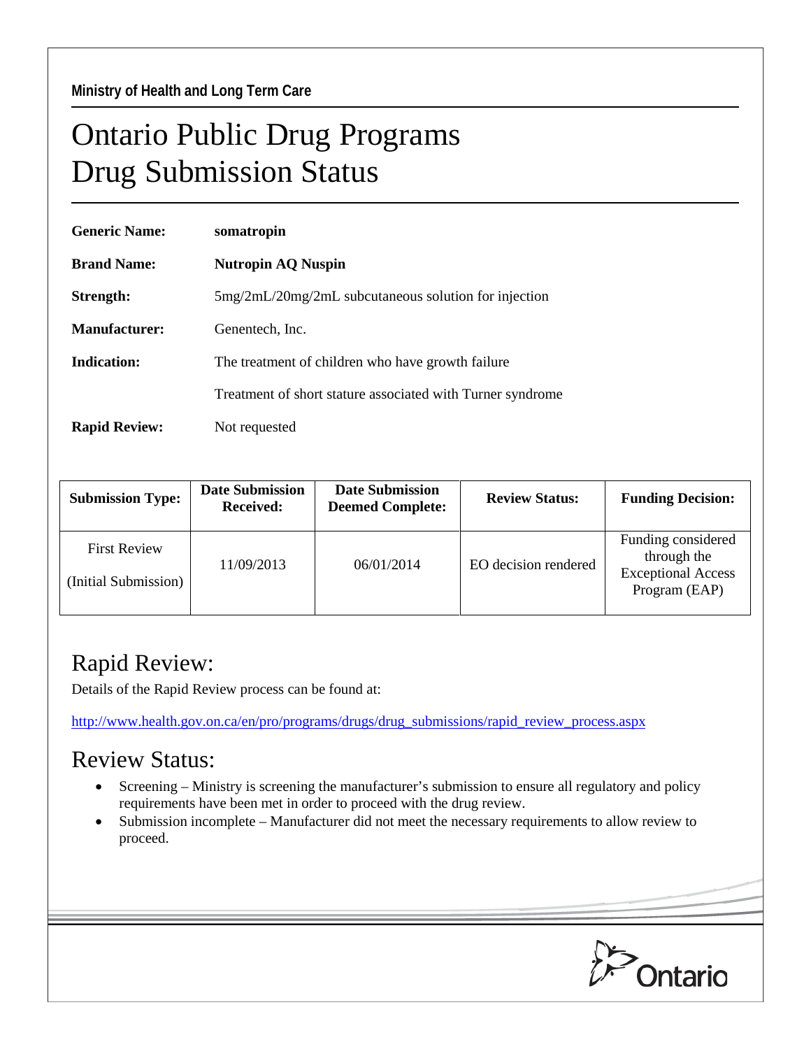Ministry of Health and Long Term Care

# Ontario Public Drug Programs
# Drug Submission Status

**Generic Name:** **somatropin**

**Brand Name:** **Nutropin AQ Nuspin**

**Strength:** 5mg/2mL/20mg/2mL subcutaneous solution for injection

**Manufacturer:** Genentech, Inc.

**Indication:** The treatment of children who have growth failure

Treatment of short stature associated with Turner syndrome

**Rapid Review:** Not requested

| Submission Type: | Date Submission Received: | Date Submission Deemed Complete: | Review Status: | Funding Decision: |
|---|---|---|---|---|
| First Review (Initial Submission) | 11/09/2013 | 06/01/2014 | EO decision rendered | Funding considered through the Exceptional Access Program (EAP) |

## Rapid Review:

Details of the Rapid Review process can be found at:

http://www.health.gov.on.ca/en/pro/programs/drugs/drug_submissions/rapid_review_process.aspx

## Review Status:

- Screening – Ministry is screening the manufacturer's submission to ensure all regulatory and policy requirements have been met in order to proceed with the drug review.
- Submission incomplete – Manufacturer did not meet the necessary requirements to allow review to proceed.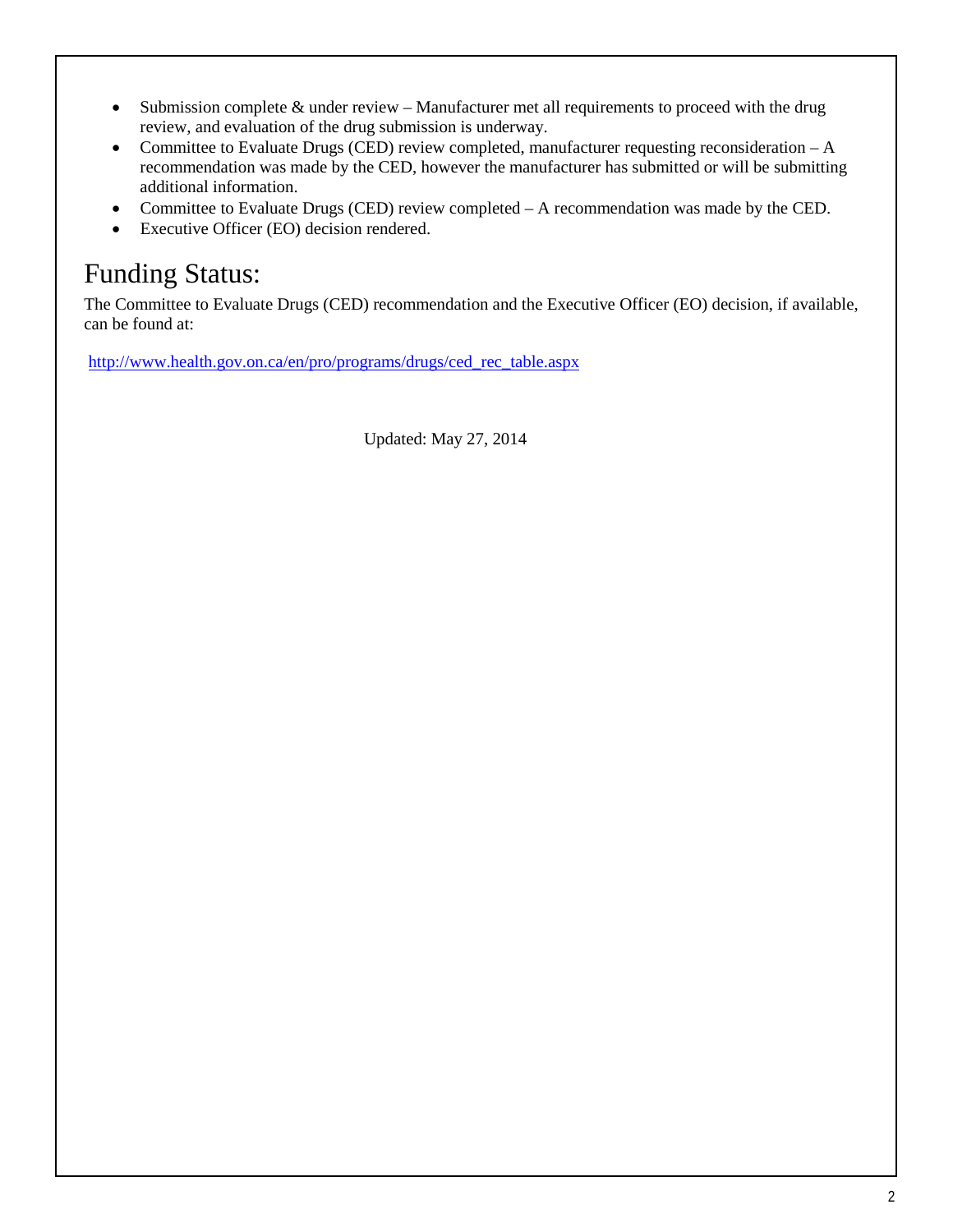- Submission complete & under review – Manufacturer met all requirements to proceed with the drug review, and evaluation of the drug submission is underway.
- Committee to Evaluate Drugs (CED) review completed, manufacturer requesting reconsideration – A recommendation was made by the CED, however the manufacturer has submitted or will be submitting additional information.
- Committee to Evaluate Drugs (CED) review completed – A recommendation was made by the CED.
- Executive Officer (EO) decision rendered.

# Funding Status:

The Committee to Evaluate Drugs (CED) recommendation and the Executive Officer (EO) decision, if available, can be found at:

http://www.health.gov.on.ca/en/pro/programs/drugs/ced_rec_table.aspx

Updated: May 27, 2014